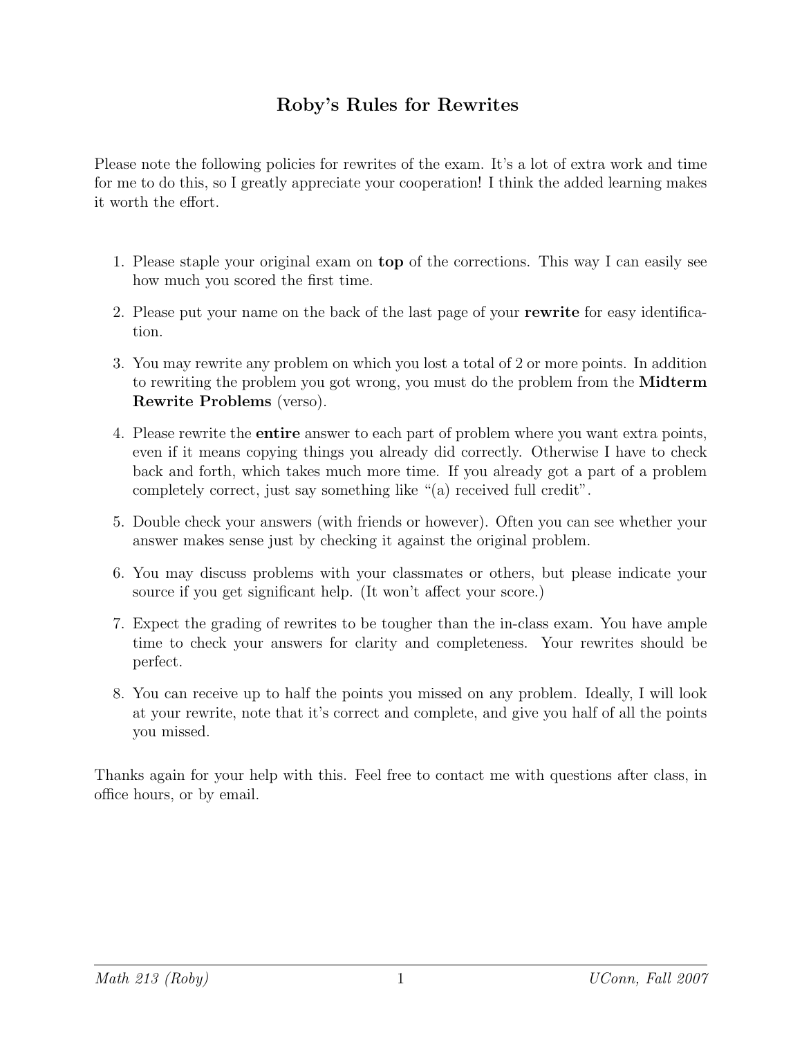# Roby's Rules for Rewrites

Please note the following policies for rewrites of the exam. It's a lot of extra work and time for me to do this, so I greatly appreciate your cooperation! I think the added learning makes it worth the effort.

1. Please staple your original exam on **top** of the corrections. This way I can easily see how much you scored the first time.
2. Please put your name on the back of the last page of your **rewrite** for easy identification.
3. You may rewrite any problem on which you lost a total of 2 or more points. In addition to rewriting the problem you got wrong, you must do the problem from the **Midterm Rewrite Problems** (verso).
4. Please rewrite the **entire** answer to each part of problem where you want extra points, even if it means copying things you already did correctly. Otherwise I have to check back and forth, which takes much more time. If you already got a part of a problem completely correct, just say something like "(a) received full credit".
5. Double check your answers (with friends or however). Often you can see whether your answer makes sense just by checking it against the original problem.
6. You may discuss problems with your classmates or others, but please indicate your source if you get significant help. (It won't affect your score.)
7. Expect the grading of rewrites to be tougher than the in-class exam. You have ample time to check your answers for clarity and completeness. Your rewrites should be perfect.
8. You can receive up to half the points you missed on any problem. Ideally, I will look at your rewrite, note that it's correct and complete, and give you half of all the points you missed.

Thanks again for your help with this. Feel free to contact me with questions after class, in office hours, or by email.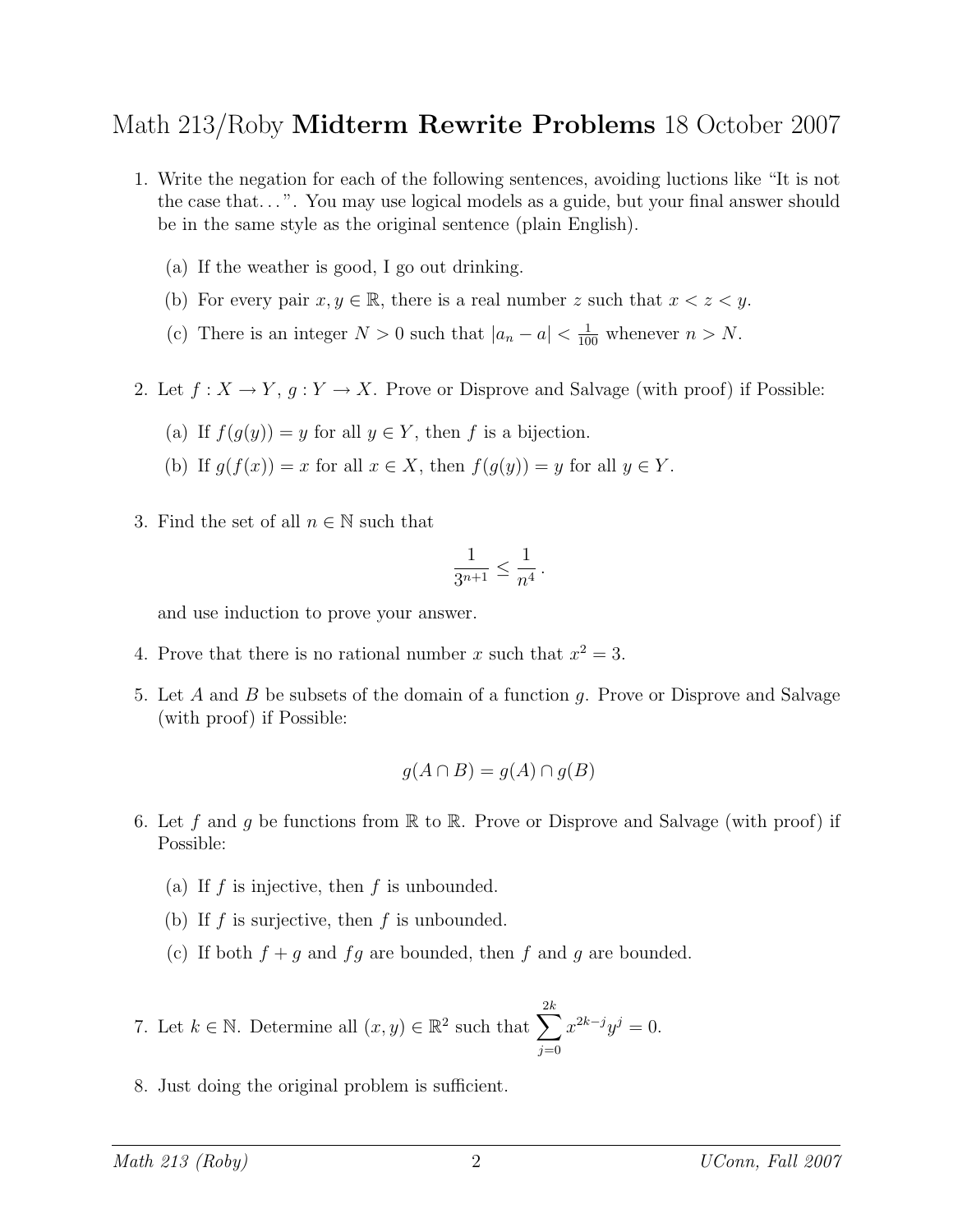# Math 213/Roby **Midterm Rewrite Problems** 18 October 2007

1. Write the negation for each of the following sentences, avoiding luctions like "It is not the case that...". You may use logical models as a guide, but your final answer should be in the same style as the original sentence (plain English).

   (a) If the weather is good, I go out drinking.

   (b) For every pair $x, y \in \mathbb{R}$, there is a real number $z$ such that $x < z < y$.

   (c) There is an integer $N > 0$ such that $|a_n - a| < \frac{1}{100}$ whenever $n > N$.

2. Let $f : X \to Y$, $g : Y \to X$. Prove or Disprove and Salvage (with proof) if Possible:

   (a) If $f(g(y)) = y$ for all $y \in Y$, then $f$ is a bijection.

   (b) If $g(f(x)) = x$ for all $x \in X$, then $f(g(y)) = y$ for all $y \in Y$.

3. Find the set of all $n \in \mathbb{N}$ such that

$$\frac{1}{3^{n+1}} \leq \frac{1}{n^4}.$$

   and use induction to prove your answer.

4. Prove that there is no rational number $x$ such that $x^2 = 3$.

5. Let $A$ and $B$ be subsets of the domain of a function $g$. Prove or Disprove and Salvage (with proof) if Possible:

$$g(A \cap B) = g(A) \cap g(B)$$

6. Let $f$ and $g$ be functions from $\mathbb{R}$ to $\mathbb{R}$. Prove or Disprove and Salvage (with proof) if Possible:

   (a) If $f$ is injective, then $f$ is unbounded.

   (b) If $f$ is surjective, then $f$ is unbounded.

   (c) If both $f + g$ and $fg$ are bounded, then $f$ and $g$ are bounded.

7. Let $k \in \mathbb{N}$. Determine all $(x, y) \in \mathbb{R}^2$ such that $\displaystyle\sum_{j=0}^{2k} x^{2k-j} y^j = 0$.

8. Just doing the original problem is sufficient.